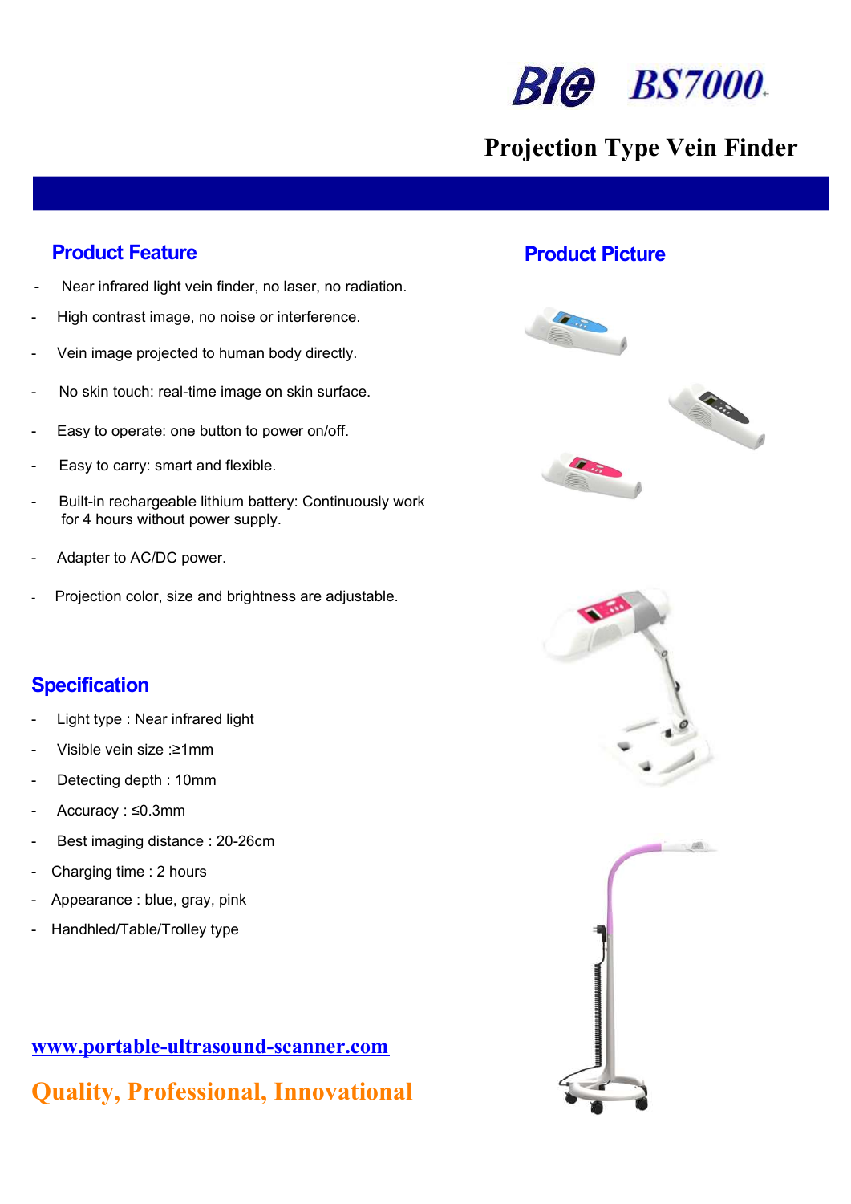# BIO BS7000

## Projection Type Vein Finder

### Product Feature

- Near infrared light vein finder, no laser, no radiation.
- High contrast image, no noise or interference.
- Vein image projected to human body directly.
- No skin touch: real-time image on skin surface.
- Easy to operate: one button to power on/off.
- Easy to carry: smart and flexible.
- Built-in rechargeable lithium battery: Continuously work for 4 hours without power supply.
- Adapter to AC/DC power.
- Projection color, size and brightness are adjustable.

### Product Picture

### Specification

- Light type : Near infrared light
- Visible vein size :≥1mm
- Detecting depth : 10mm
- Accuracy : ≤0.3mm
- Best imaging distance : 20-26cm
- Charging time : 2 hours
- Appearance : blue, gray, pink
- Handhled/Table/Trolley type

[www.portable-ultrasound-scanner.com](http://www.portable-ultrasound-scanner.com)

**Quality, Professional, Innovational**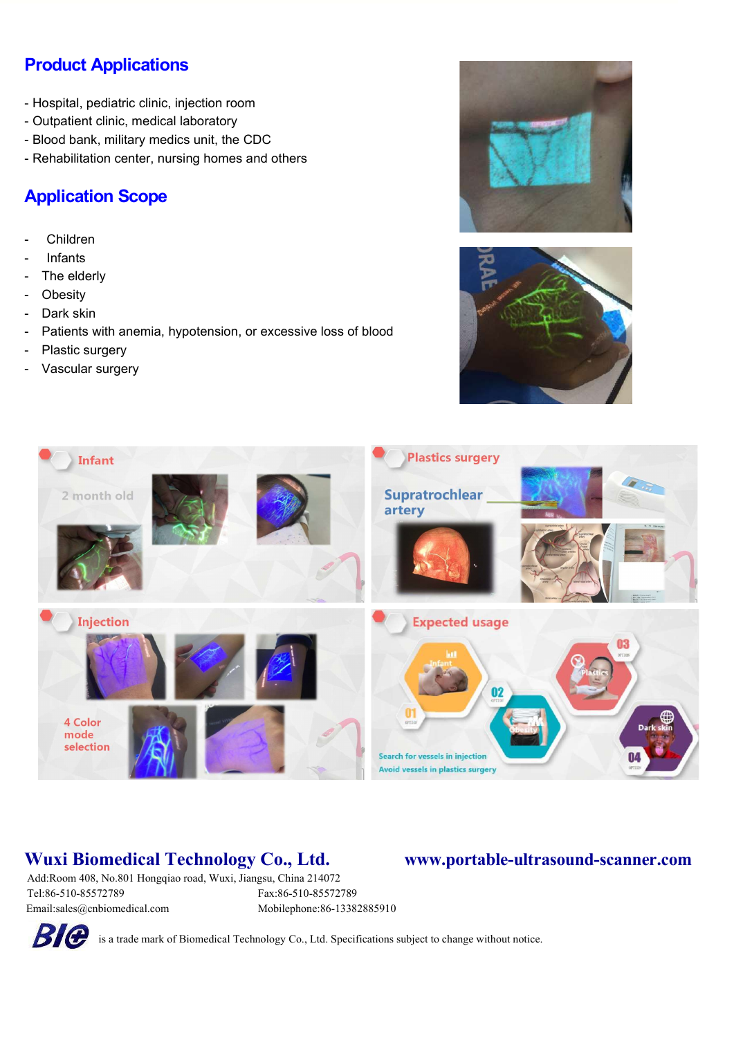## Product Applications

- Hospital, pediatric clinic, injection room
- Outpatient clinic, medical laboratory
- Blood bank, military medics unit, the CDC
- Rehabilitation center, nursing homes and others

## Application Scope

- Children
- Infants
- The elderly
- Obesity
- Dark skin
- Patients with anemia, hypotension, or excessive loss of blood
- Plastic surgery
- Vascular surgery

**Wuxi Biomedical Technology Co., Ltd.** **www.portable-ultrasound-scanner.com**

Add:Room 408, No.801 Hongqiao road, Wuxi, Jiangsu, China 214072

Tel:86-510-85572789 Fax:86-510-85572789

Email:sales@cnbiomedical.com Mobilephone:86-13382885910

BIO is a trade mark of Biomedical Technology Co., Ltd. Specifications subject to change without notice.